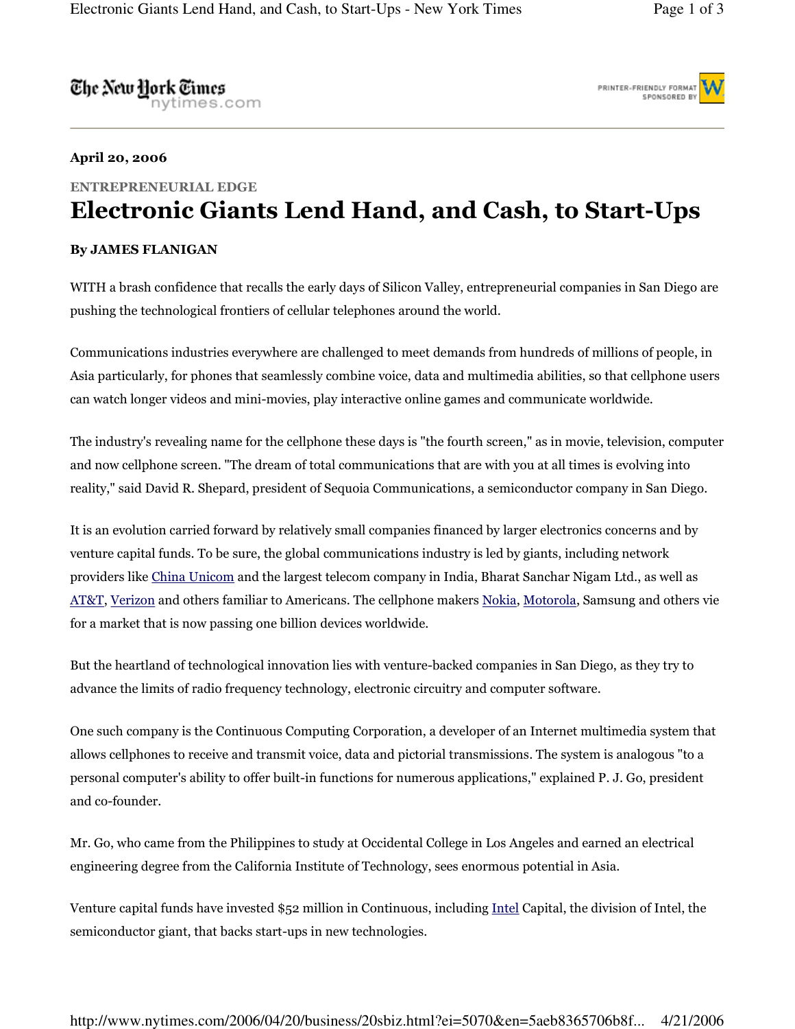**April 20, 2006**

ENTREPRENEURIAL EDGE

# Electronic Giants Lend Hand, and Cash, to Start-Ups

**By JAMES FLANIGAN**

WITH a brash confidence that recalls the early days of Silicon Valley, entrepreneurial companies in San Diego are pushing the technological frontiers of cellular telephones around the world.

Communications industries everywhere are challenged to meet demands from hundreds of millions of people, in Asia particularly, for phones that seamlessly combine voice, data and multimedia abilities, so that cellphone users can watch longer videos and mini-movies, play interactive online games and communicate worldwide.

The industry's revealing name for the cellphone these days is "the fourth screen," as in movie, television, computer and now cellphone screen. "The dream of total communications that are with you at all times is evolving into reality," said David R. Shepard, president of Sequoia Communications, a semiconductor company in San Diego.

It is an evolution carried forward by relatively small companies financed by larger electronics concerns and by venture capital funds. To be sure, the global communications industry is led by giants, including network providers like China Unicom and the largest telecom company in India, Bharat Sanchar Nigam Ltd., as well as AT&T, Verizon and others familiar to Americans. The cellphone makers Nokia, Motorola, Samsung and others vie for a market that is now passing one billion devices worldwide.

But the heartland of technological innovation lies with venture-backed companies in San Diego, as they try to advance the limits of radio frequency technology, electronic circuitry and computer software.

One such company is the Continuous Computing Corporation, a developer of an Internet multimedia system that allows cellphones to receive and transmit voice, data and pictorial transmissions. The system is analogous "to a personal computer's ability to offer built-in functions for numerous applications," explained P. J. Go, president and co-founder.

Mr. Go, who came from the Philippines to study at Occidental College in Los Angeles and earned an electrical engineering degree from the California Institute of Technology, sees enormous potential in Asia.

Venture capital funds have invested $52 million in Continuous, including Intel Capital, the division of Intel, the semiconductor giant, that backs start-ups in new technologies.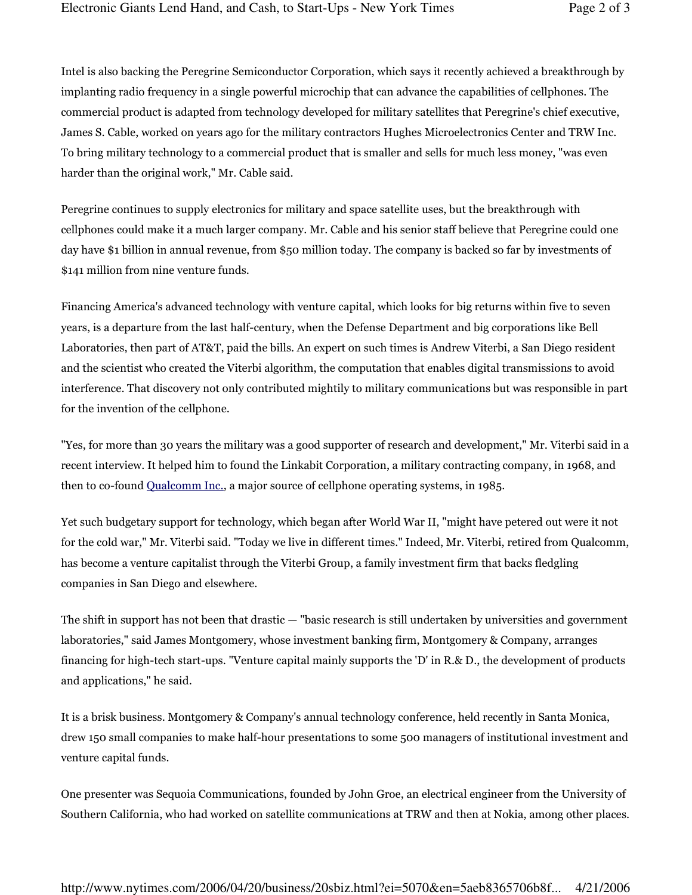Intel is also backing the Peregrine Semiconductor Corporation, which says it recently achieved a breakthrough by implanting radio frequency in a single powerful microchip that can advance the capabilities of cellphones. The commercial product is adapted from technology developed for military satellites that Peregrine's chief executive, James S. Cable, worked on years ago for the military contractors Hughes Microelectronics Center and TRW Inc. To bring military technology to a commercial product that is smaller and sells for much less money, "was even harder than the original work," Mr. Cable said.

Peregrine continues to supply electronics for military and space satellite uses, but the breakthrough with cellphones could make it a much larger company. Mr. Cable and his senior staff believe that Peregrine could one day have $1 billion in annual revenue, from $50 million today. The company is backed so far by investments of $141 million from nine venture funds.

Financing America's advanced technology with venture capital, which looks for big returns within five to seven years, is a departure from the last half-century, when the Defense Department and big corporations like Bell Laboratories, then part of AT&T, paid the bills. An expert on such times is Andrew Viterbi, a San Diego resident and the scientist who created the Viterbi algorithm, the computation that enables digital transmissions to avoid interference. That discovery not only contributed mightily to military communications but was responsible in part for the invention of the cellphone.

"Yes, for more than 30 years the military was a good supporter of research and development," Mr. Viterbi said in a recent interview. It helped him to found the Linkabit Corporation, a military contracting company, in 1968, and then to co-found Qualcomm Inc., a major source of cellphone operating systems, in 1985.

Yet such budgetary support for technology, which began after World War II, "might have petered out were it not for the cold war," Mr. Viterbi said. "Today we live in different times." Indeed, Mr. Viterbi, retired from Qualcomm, has become a venture capitalist through the Viterbi Group, a family investment firm that backs fledgling companies in San Diego and elsewhere.

The shift in support has not been that drastic — "basic research is still undertaken by universities and government laboratories," said James Montgomery, whose investment banking firm, Montgomery & Company, arranges financing for high-tech start-ups. "Venture capital mainly supports the 'D' in R.& D., the development of products and applications," he said.

It is a brisk business. Montgomery & Company's annual technology conference, held recently in Santa Monica, drew 150 small companies to make half-hour presentations to some 500 managers of institutional investment and venture capital funds.

One presenter was Sequoia Communications, founded by John Groe, an electrical engineer from the University of Southern California, who had worked on satellite communications at TRW and then at Nokia, among other places.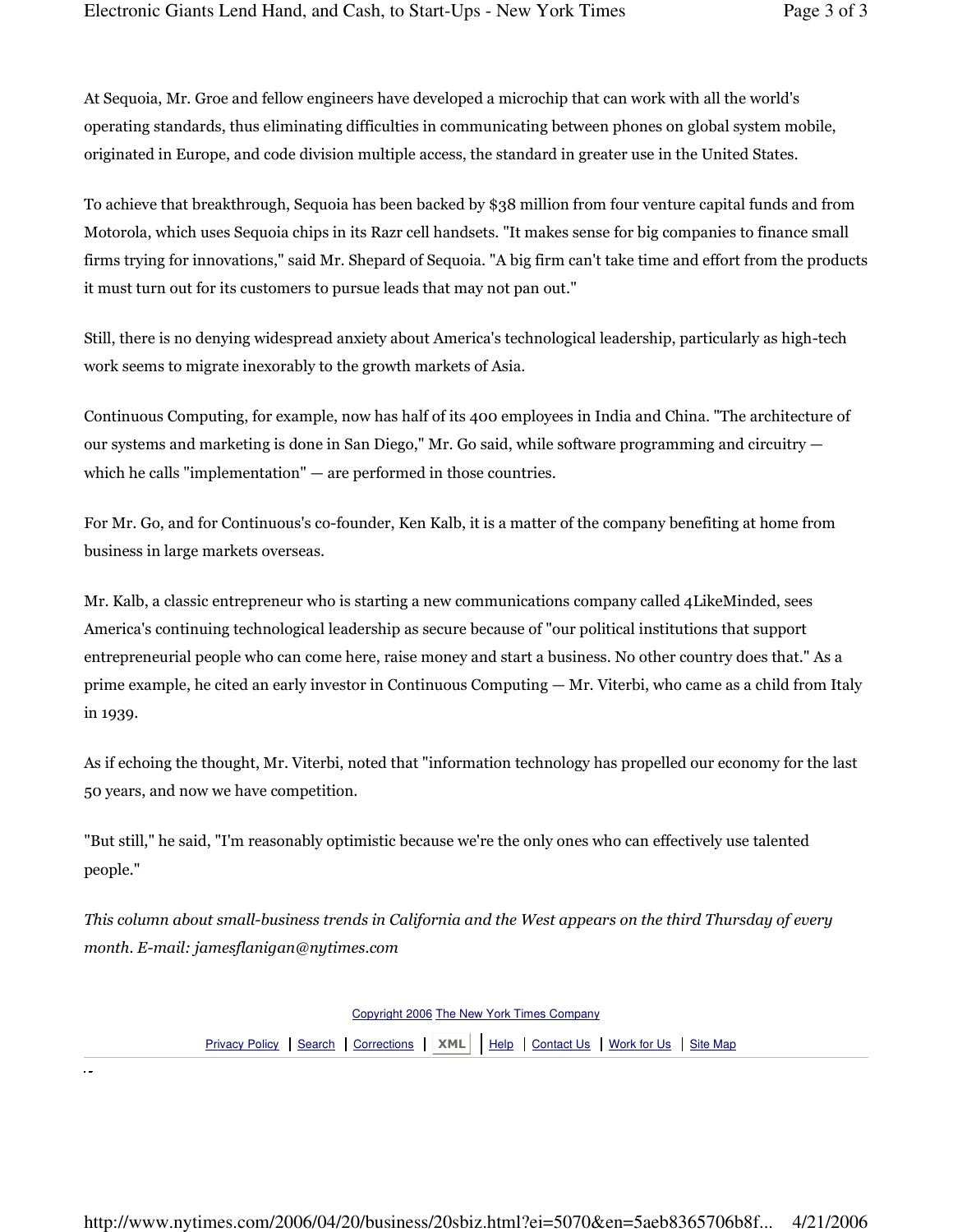At Sequoia, Mr. Groe and fellow engineers have developed a microchip that can work with all the world's operating standards, thus eliminating difficulties in communicating between phones on global system mobile, originated in Europe, and code division multiple access, the standard in greater use in the United States.

To achieve that breakthrough, Sequoia has been backed by $38 million from four venture capital funds and from Motorola, which uses Sequoia chips in its Razr cell handsets. "It makes sense for big companies to finance small firms trying for innovations," said Mr. Shepard of Sequoia. "A big firm can't take time and effort from the products it must turn out for its customers to pursue leads that may not pan out."

Still, there is no denying widespread anxiety about America's technological leadership, particularly as high-tech work seems to migrate inexorably to the growth markets of Asia.

Continuous Computing, for example, now has half of its 400 employees in India and China. "The architecture of our systems and marketing is done in San Diego," Mr. Go said, while software programming and circuitry — which he calls "implementation" — are performed in those countries.

For Mr. Go, and for Continuous's co-founder, Ken Kalb, it is a matter of the company benefiting at home from business in large markets overseas.

Mr. Kalb, a classic entrepreneur who is starting a new communications company called 4LikeMinded, sees America's continuing technological leadership as secure because of "our political institutions that support entrepreneurial people who can come here, raise money and start a business. No other country does that." As a prime example, he cited an early investor in Continuous Computing — Mr. Viterbi, who came as a child from Italy in 1939.

As if echoing the thought, Mr. Viterbi, noted that "information technology has propelled our economy for the last 50 years, and now we have competition.

"But still," he said, "I'm reasonably optimistic because we're the only ones who can effectively use talented people."

*This column about small-business trends in California and the West appears on the third Thursday of every month. E-mail: jamesflanigan@nytimes.com*

Copyright 2006 The New York Times Company

Privacy Policy | Search | Corrections | XML | Help | Contact Us | Work for Us | Site Map